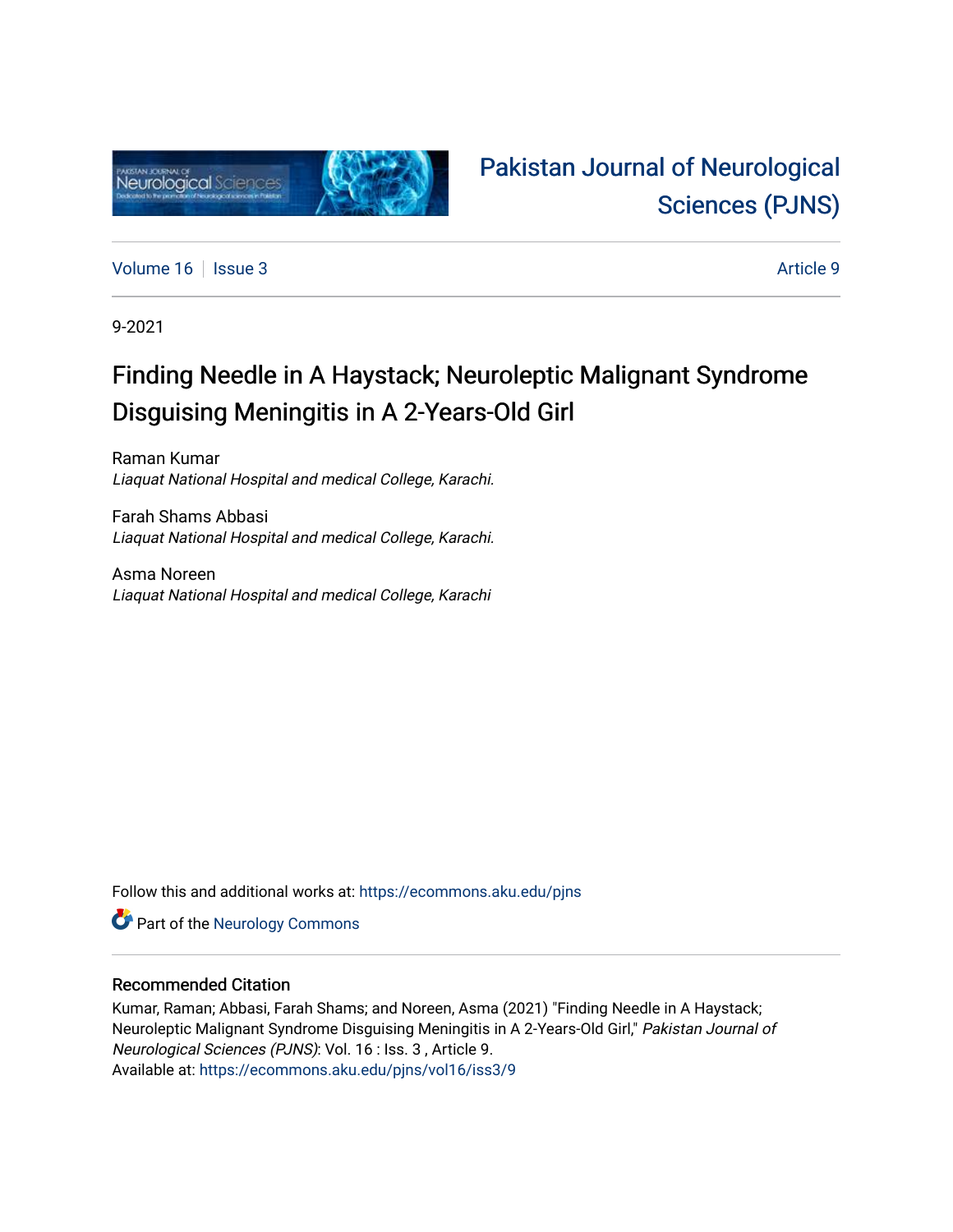Pakistan Journal of Neurological Sciences (PJNS)

Volume 16 | Issue 3 | Article 9

9-2021

# Finding Needle in A Haystack; Neuroleptic Malignant Syndrome Disguising Meningitis in A 2-Years-Old Girl

Raman Kumar
*Liaquat National Hospital and medical College, Karachi.*

Farah Shams Abbasi
*Liaquat National Hospital and medical College, Karachi.*

Asma Noreen
*Liaquat National Hospital and medical College, Karachi*

Follow this and additional works at: https://ecommons.aku.edu/pjns

Part of the Neurology Commons

## Recommended Citation

Kumar, Raman; Abbasi, Farah Shams; and Noreen, Asma (2021) "Finding Needle in A Haystack; Neuroleptic Malignant Syndrome Disguising Meningitis in A 2-Years-Old Girl," *Pakistan Journal of Neurological Sciences (PJNS)*: Vol. 16 : Iss. 3 , Article 9.
Available at: https://ecommons.aku.edu/pjns/vol16/iss3/9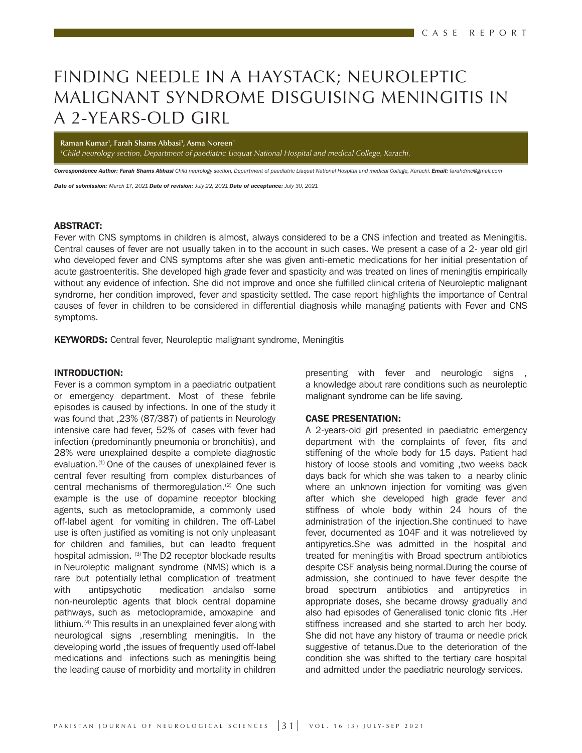# FINDING NEEDLE IN A HAYSTACK; NEUROLEPTIC MALIGNANT SYNDROME DISGUISING MENINGITIS IN A 2-YEARS-OLD GIRL

**Raman Kumar[1], Farah Shams Abbasi[1], Asma Noreen[1]**

*[1]Child neurology section, Department of paediatric Liaquat National Hospital and medical College, Karachi.*

***Correspondence Author: Farah Shams Abbasi*** *Child neurology section, Department of paediatric Liaquat National Hospital and medical College, Karachi.* ***Email:*** *farahdmc@gmail.com*

***Date of submission:*** *March 17, 2021* ***Date of revision:*** *July 22, 2021* ***Date of acceptance:*** *July 30, 2021*

## ABSTRACT:

Fever with CNS symptoms in children is almost, always considered to be a CNS infection and treated as Meningitis. Central causes of fever are not usually taken in to the account in such cases. We present a case of a 2- year old girl who developed fever and CNS symptoms after she was given anti-emetic medications for her initial presentation of acute gastroenteritis. She developed high grade fever and spasticity and was treated on lines of meningitis empirically without any evidence of infection. She did not improve and once she fulfilled clinical criteria of Neuroleptic malignant syndrome, her condition improved, fever and spasticity settled. The case report highlights the importance of Central causes of fever in children to be considered in differential diagnosis while managing patients with Fever and CNS symptoms.

**KEYWORDS:** Central fever, Neuroleptic malignant syndrome, Meningitis

## INTRODUCTION:

Fever is a common symptom in a paediatric outpatient or emergency department. Most of these febrile episodes is caused by infections. In one of the study it was found that ,23% (87/387) of patients in Neurology intensive care had fever, 52% of cases with fever had infection (predominantly pneumonia or bronchitis), and 28% were unexplained despite a complete diagnostic evaluation.[1] One of the causes of unexplained fever is central fever resulting from complex disturbances of central mechanisms of thermoregulation.[2] One such example is the use of dopamine receptor blocking agents, such as metoclopramide, a commonly used off-label agent for vomiting in children. The off-Label use is often justified as vomiting is not only unpleasant for children and families, but can leadto frequent hospital admission. [3] The D2 receptor blockade results in Neuroleptic malignant syndrome (NMS) which is a rare but potentially lethal complication of treatment with antipsychotic medication andalso some non-neuroleptic agents that block central dopamine pathways, such as metoclopramide, amoxapine and lithium.[4] This results in an unexplained fever along with neurological signs ,resembling meningitis. In the developing world ,the issues of frequently used off-label medications and infections such as meningitis being the leading cause of morbidity and mortality in children presenting with fever and neurologic signs , a knowledge about rare conditions such as neuroleptic malignant syndrome can be life saving.

## CASE PRESENTATION:

A 2-years-old girl presented in paediatric emergency department with the complaints of fever, fits and stiffening of the whole body for 15 days. Patient had history of loose stools and vomiting ,two weeks back days back for which she was taken to a nearby clinic where an unknown injection for vomiting was given after which she developed high grade fever and stiffness of whole body within 24 hours of the administration of the injection.She continued to have fever, documented as 104F and it was notrelieved by antipyretics.She was admitted in the hospital and treated for meningitis with Broad spectrum antibiotics despite CSF analysis being normal.During the course of admission, she continued to have fever despite the broad spectrum antibiotics and antipyretics in appropriate doses, she became drowsy gradually and also had episodes of Generalised tonic clonic fits .Her stiffness increased and she started to arch her body. She did not have any history of trauma or needle prick suggestive of tetanus.Due to the deterioration of the condition she was shifted to the tertiary care hospital and admitted under the paediatric neurology services.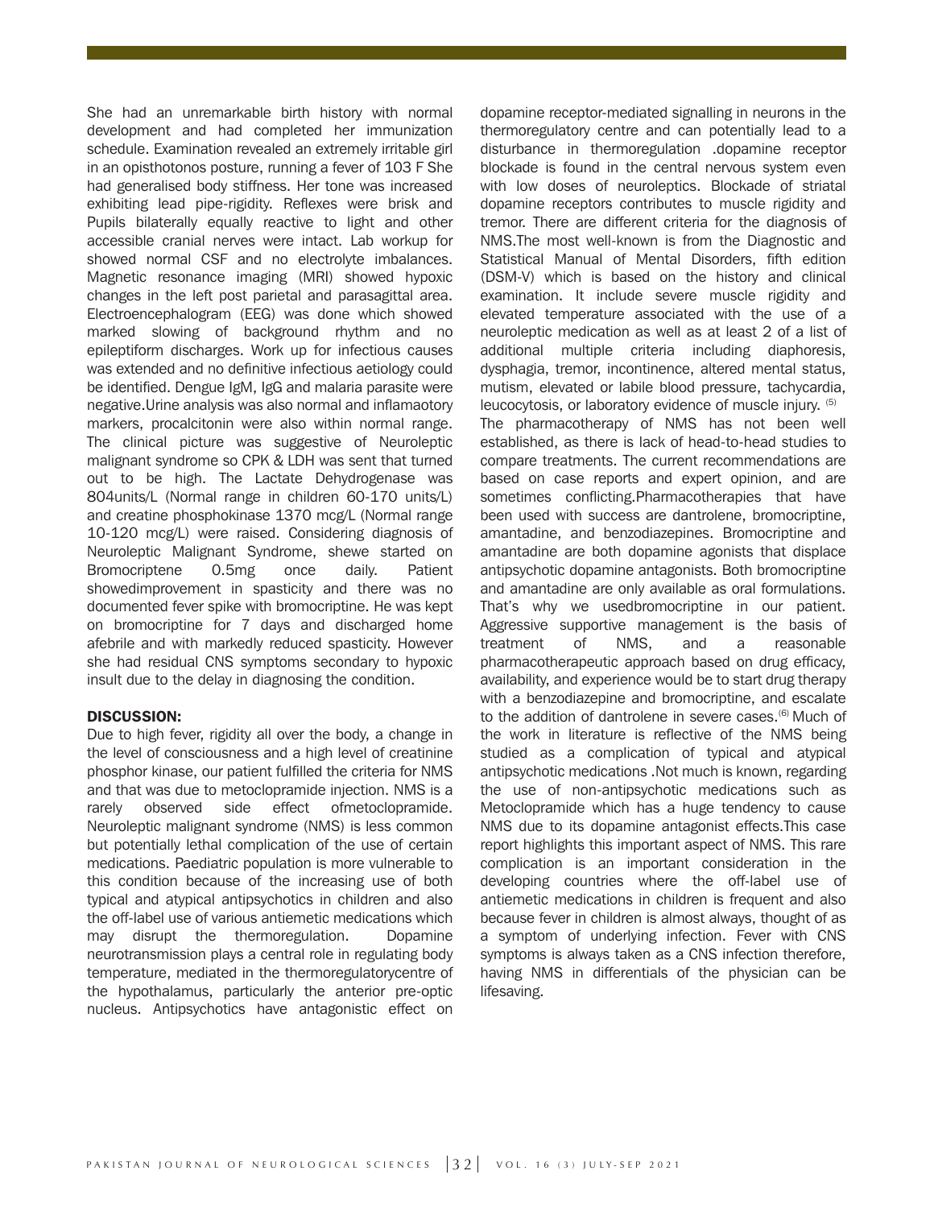She had an unremarkable birth history with normal development and had completed her immunization schedule. Examination revealed an extremely irritable girl in an opisthotonos posture, running a fever of 103 F She had generalised body stiffness. Her tone was increased exhibiting lead pipe-rigidity. Reflexes were brisk and Pupils bilaterally equally reactive to light and other accessible cranial nerves were intact. Lab workup for showed normal CSF and no electrolyte imbalances. Magnetic resonance imaging (MRI) showed hypoxic changes in the left post parietal and parasagittal area. Electroencephalogram (EEG) was done which showed marked slowing of background rhythm and no epileptiform discharges. Work up for infectious causes was extended and no definitive infectious aetiology could be identified. Dengue IgM, IgG and malaria parasite were negative.Urine analysis was also normal and inflamaotory markers, procalcitonin were also within normal range. The clinical picture was suggestive of Neuroleptic malignant syndrome so CPK & LDH was sent that turned out to be high. The Lactate Dehydrogenase was 804units/L (Normal range in children 60-170 units/L) and creatine phosphokinase 1370 mcg/L (Normal range 10-120 mcg/L) were raised. Considering diagnosis of Neuroleptic Malignant Syndrome, shewe started on Bromocriptene 0.5mg once daily. Patient showedimprovement in spasticity and there was no documented fever spike with bromocriptine. He was kept on bromocriptine for 7 days and discharged home afebrile and with markedly reduced spasticity. However she had residual CNS symptoms secondary to hypoxic insult due to the delay in diagnosing the condition.

## DISCUSSION:

Due to high fever, rigidity all over the body, a change in the level of consciousness and a high level of creatinine phosphor kinase, our patient fulfilled the criteria for NMS and that was due to metoclopramide injection. NMS is a rarely observed side effect ofmetoclopramide. Neuroleptic malignant syndrome (NMS) is less common but potentially lethal complication of the use of certain medications. Paediatric population is more vulnerable to this condition because of the increasing use of both typical and atypical antipsychotics in children and also the off-label use of various antiemetic medications which may disrupt the thermoregulation. Dopamine neurotransmission plays a central role in regulating body temperature, mediated in the thermoregulatorycentre of the hypothalamus, particularly the anterior pre-optic nucleus. Antipsychotics have antagonistic effect on dopamine receptor-mediated signalling in neurons in the thermoregulatory centre and can potentially lead to a disturbance in thermoregulation .dopamine receptor blockade is found in the central nervous system even with low doses of neuroleptics. Blockade of striatal dopamine receptors contributes to muscle rigidity and tremor. There are different criteria for the diagnosis of NMS.The most well-known is from the Diagnostic and Statistical Manual of Mental Disorders, fifth edition (DSM-V) which is based on the history and clinical examination. It include severe muscle rigidity and elevated temperature associated with the use of a neuroleptic medication as well as at least 2 of a list of additional multiple criteria including diaphoresis, dysphagia, tremor, incontinence, altered mental status, mutism, elevated or labile blood pressure, tachycardia, leucocytosis, or laboratory evidence of muscle injury. [5]

The pharmacotherapy of NMS has not been well established, as there is lack of head-to-head studies to compare treatments. The current recommendations are based on case reports and expert opinion, and are sometimes conflicting.Pharmacotherapies that have been used with success are dantrolene, bromocriptine, amantadine, and benzodiazepines. Bromocriptine and amantadine are both dopamine agonists that displace antipsychotic dopamine antagonists. Both bromocriptine and amantadine are only available as oral formulations. That's why we usedbromocriptine in our patient. Aggressive supportive management is the basis of treatment of NMS, and a reasonable pharmacotherapeutic approach based on drug efficacy, availability, and experience would be to start drug therapy with a benzodiazepine and bromocriptine, and escalate to the addition of dantrolene in severe cases.[6] Much of the work in literature is reflective of the NMS being studied as a complication of typical and atypical antipsychotic medications .Not much is known, regarding the use of non-antipsychotic medications such as Metoclopramide which has a huge tendency to cause NMS due to its dopamine antagonist effects.This case report highlights this important aspect of NMS. This rare complication is an important consideration in the developing countries where the off-label use of antiemetic medications in children is frequent and also because fever in children is almost always, thought of as a symptom of underlying infection. Fever with CNS symptoms is always taken as a CNS infection therefore, having NMS in differentials of the physician can be lifesaving.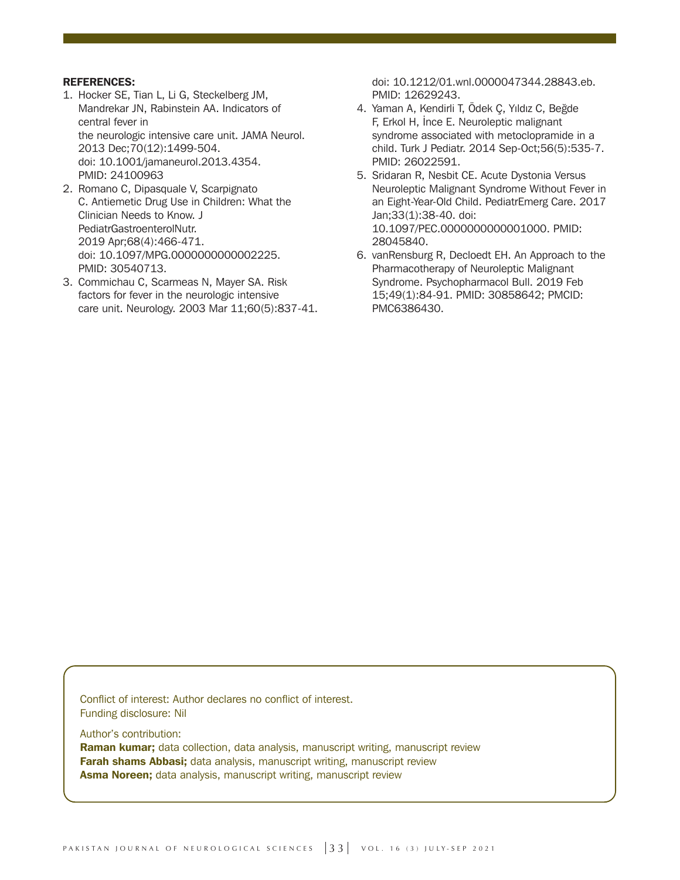**REFERENCES:**

1. Hocker SE, Tian L, Li G, Steckelberg JM, Mandrekar JN, Rabinstein AA. Indicators of central fever in the neurologic intensive care unit. JAMA Neurol. 2013 Dec;70(12):1499-504. doi: 10.1001/jamaneurol.2013.4354. PMID: 24100963
2. Romano C, Dipasquale V, Scarpignato C. Antiemetic Drug Use in Children: What the Clinician Needs to Know. J PediatrGastroenterolNutr. 2019 Apr;68(4):466-471. doi: 10.1097/MPG.0000000000002225. PMID: 30540713.
3. Commichau C, Scarmeas N, Mayer SA. Risk factors for fever in the neurologic intensive care unit. Neurology. 2003 Mar 11;60(5):837-41. doi: 10.1212/01.wnl.0000047344.28843.eb. PMID: 12629243.
4. Yaman A, Kendirli T, Ödek Ç, Yıldız C, Beğde F, Erkol H, İnce E. Neuroleptic malignant syndrome associated with metoclopramide in a child. Turk J Pediatr. 2014 Sep-Oct;56(5):535-7. PMID: 26022591.
5. Sridaran R, Nesbit CE. Acute Dystonia Versus Neuroleptic Malignant Syndrome Without Fever in an Eight-Year-Old Child. PediatrEmerg Care. 2017 Jan;33(1):38-40. doi: 10.1097/PEC.0000000000001000. PMID: 28045840.
6. vanRensburg R, Decloedt EH. An Approach to the Pharmacotherapy of Neuroleptic Malignant Syndrome. Psychopharmacol Bull. 2019 Feb 15;49(1):84-91. PMID: 30858642; PMCID: PMC6386430.

Conflict of interest: Author declares no conflict of interest.
Funding disclosure: Nil

Author's contribution:
**Raman kumar;** data collection, data analysis, manuscript writing, manuscript review
**Farah shams Abbasi;** data analysis, manuscript writing, manuscript review
**Asma Noreen;** data analysis, manuscript writing, manuscript review